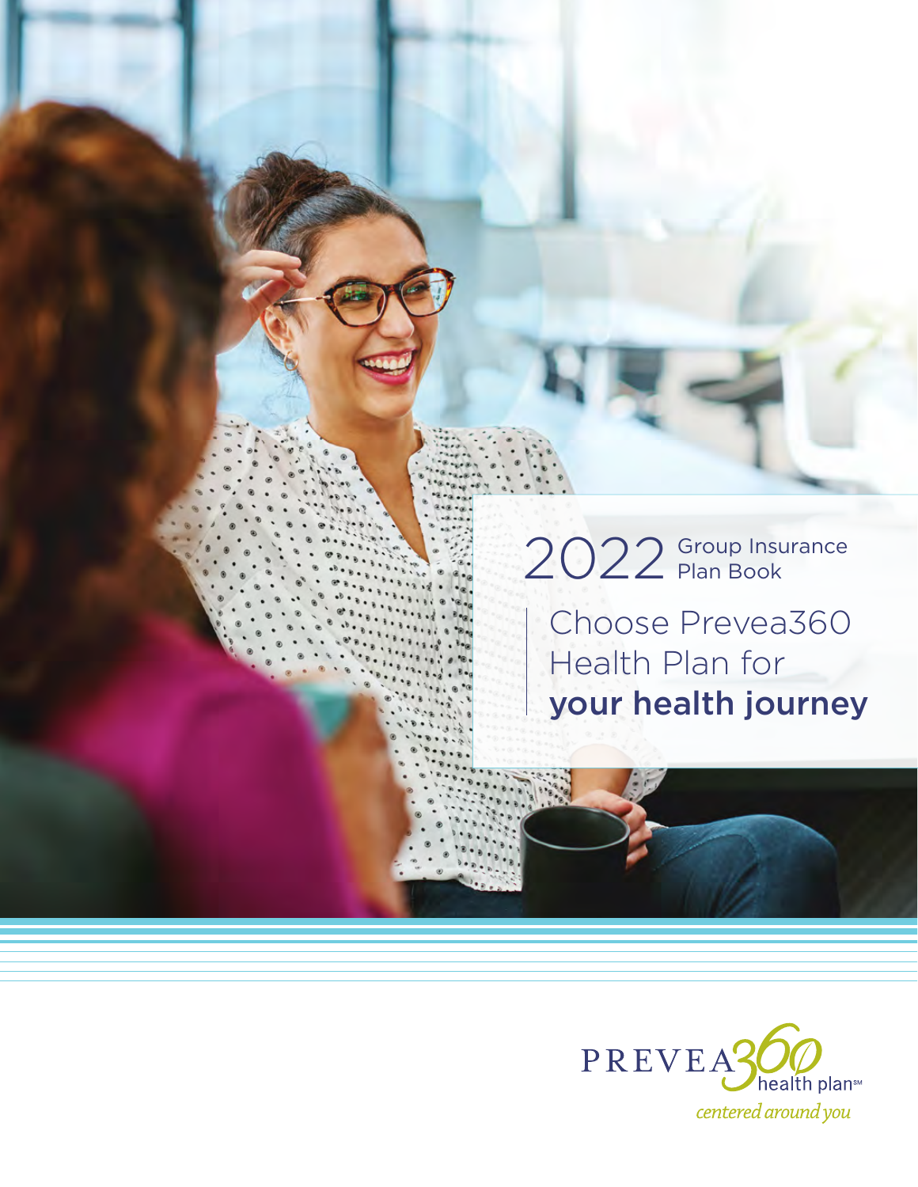# 2022 Group Insurance Plan Book

## Choose Prevea360 Health Plan for **your health journey**

PREVEA360 health plan℠

*centered around you*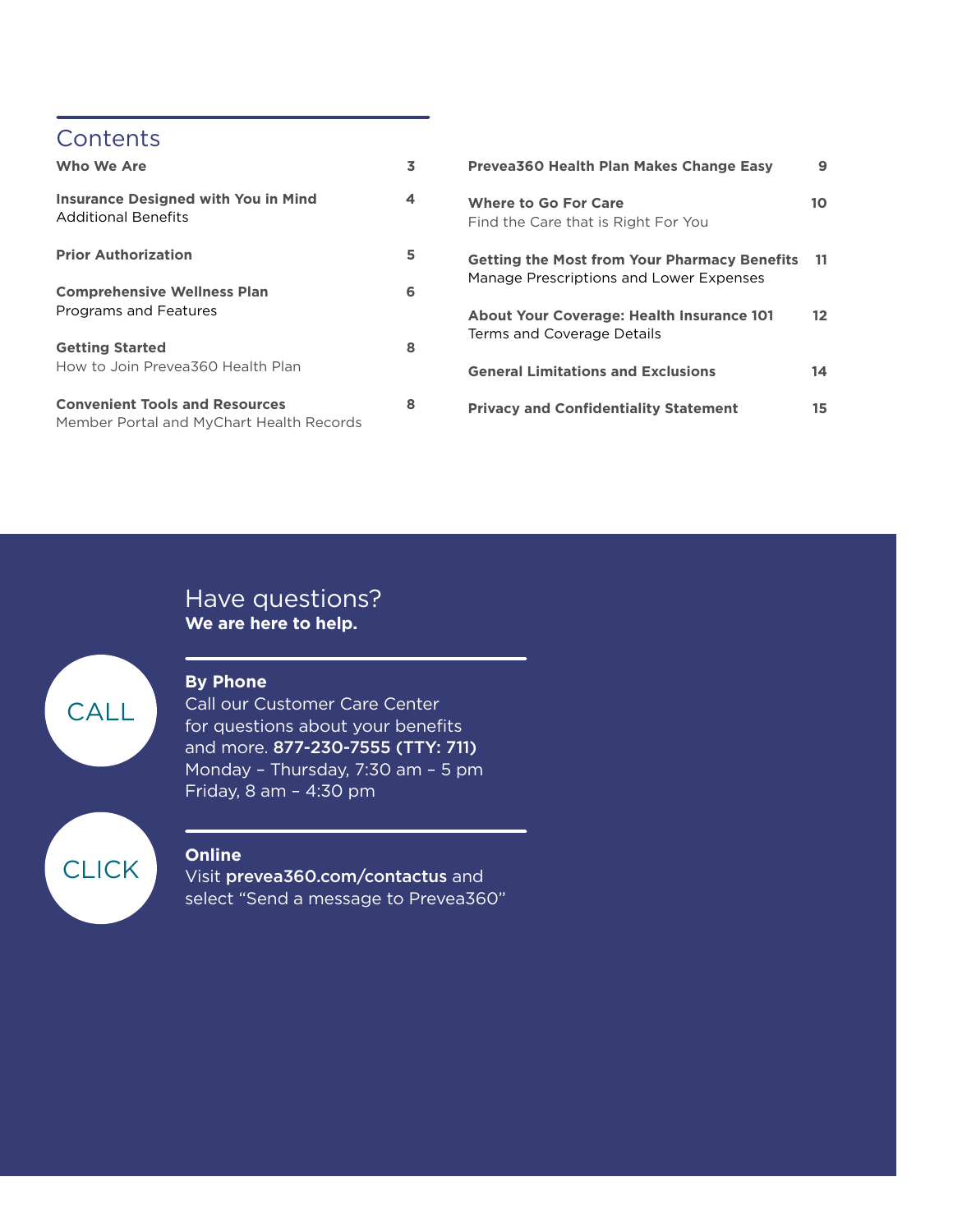# Contents

| | |
|---|---|
| **Who We Are** | 3 |
| **Insurance Designed with You in Mind**<br>Additional Benefits | 4 |
| **Prior Authorization** | 5 |
| **Comprehensive Wellness Plan**<br>Programs and Features | 6 |
| **Getting Started**<br>How to Join Prevea360 Health Plan | 8 |
| **Convenient Tools and Resources**<br>Member Portal and MyChart Health Records | 8 |
| **Prevea360 Health Plan Makes Change Easy** | 9 |
| **Where to Go For Care**<br>Find the Care that is Right For You | 10 |
| **Getting the Most from Your Pharmacy Benefits**<br>Manage Prescriptions and Lower Expenses | 11 |
| **About Your Coverage: Health Insurance 101**<br>Terms and Coverage Details | 12 |
| **General Limitations and Exclusions** | 14 |
| **Privacy and Confidentiality Statement** | 15 |

## Have questions?

**We are here to help.**

CALL

**By Phone**

Call our Customer Care Center for questions about your benefits and more. **877-230-7555 (TTY: 711)**
Monday – Thursday, 7:30 am – 5 pm
Friday, 8 am – 4:30 pm

CLICK

**Online**

Visit **prevea360.com/contactus** and select "Send a message to Prevea360"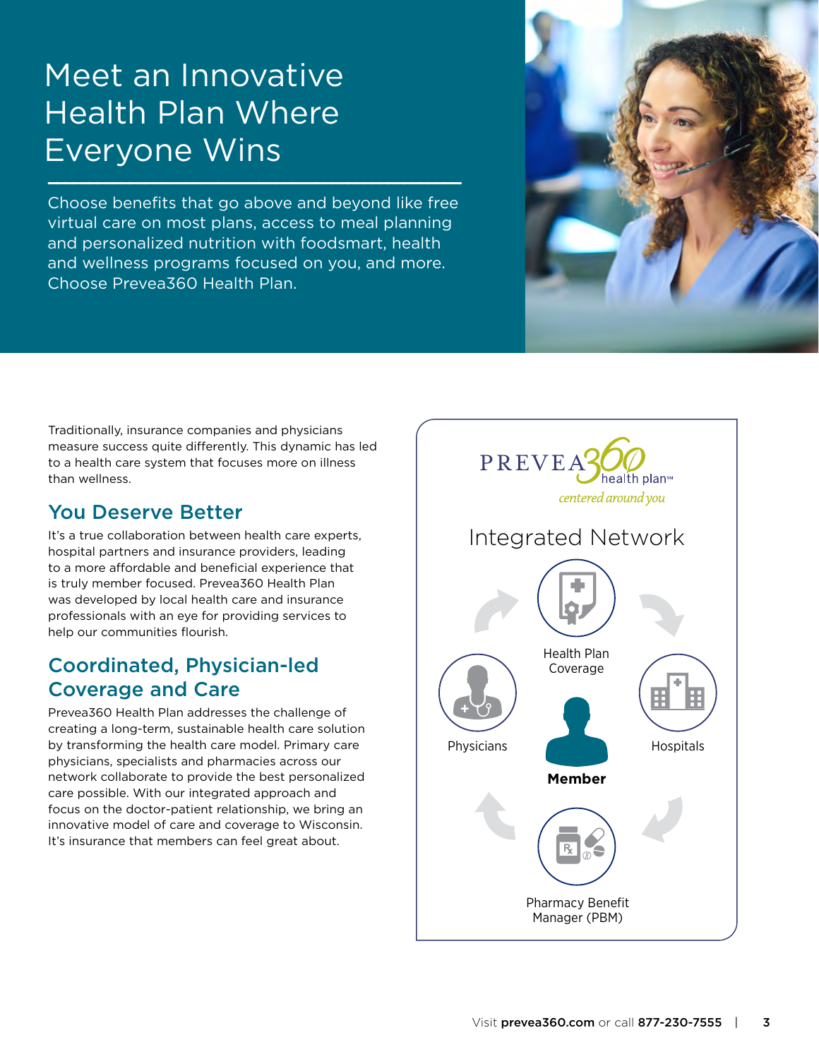# Meet an Innovative Health Plan Where Everyone Wins

Choose benefits that go above and beyond like free virtual care on most plans, access to meal planning and personalized nutrition with foodsmart, health and wellness programs focused on you, and more. Choose Prevea360 Health Plan.

Traditionally, insurance companies and physicians measure success quite differently. This dynamic has led to a health care system that focuses more on illness than wellness.

## You Deserve Better

It's a true collaboration between health care experts, hospital partners and insurance providers, leading to a more affordable and beneficial experience that is truly member focused. Prevea360 Health Plan was developed by local health care and insurance professionals with an eye for providing services to help our communities flourish.

## Coordinated, Physician-led Coverage and Care

Prevea360 Health Plan addresses the challenge of creating a long-term, sustainable health care solution by transforming the health care model. Primary care physicians, specialists and pharmacies across our network collaborate to provide the best personalized care possible. With our integrated approach and focus on the doctor-patient relationship, we bring an innovative model of care and coverage to Wisconsin. It's insurance that members can feel great about.

PREVEA360 health plan℠
*centered around you*

### Integrated Network

- Health Plan Coverage
- Hospitals
- Pharmacy Benefit Manager (PBM)
- Physicians
- **Member**

Visit **prevea360.com** or call **877-230-7555**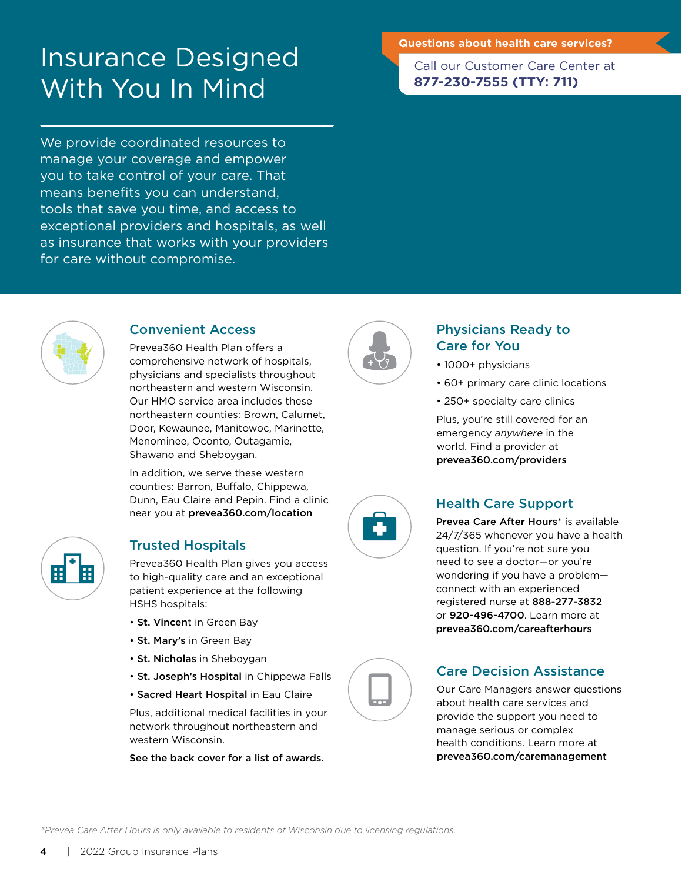# Insurance Designed With You In Mind

**Questions about health care services?**

Call our Customer Care Center at **877-230-7555 (TTY: 711)**

We provide coordinated resources to manage your coverage and empower you to take control of your care. That means benefits you can understand, tools that save you time, and access to exceptional providers and hospitals, as well as insurance that works with your providers for care without compromise.

## Convenient Access

Prevea360 Health Plan offers a comprehensive network of hospitals, physicians and specialists throughout northeastern and western Wisconsin. Our HMO service area includes these northeastern counties: Brown, Calumet, Door, Kewaunee, Manitowoc, Marinette, Menominee, Oconto, Outagamie, Shawano and Sheboygan.

In addition, we serve these western counties: Barron, Buffalo, Chippewa, Dunn, Eau Claire and Pepin. Find a clinic near you at **prevea360.com/location**

## Trusted Hospitals

Prevea360 Health Plan gives you access to high-quality care and an exceptional patient experience at the following HSHS hospitals:

- **St. Vincent** in Green Bay
- **St. Mary's** in Green Bay
- **St. Nicholas** in Sheboygan
- **St. Joseph's Hospital** in Chippewa Falls
- **Sacred Heart Hospital** in Eau Claire

Plus, additional medical facilities in your network throughout northeastern and western Wisconsin.

**See the back cover for a list of awards.**

## Physicians Ready to Care for You

- 1000+ physicians
- 60+ primary care clinic locations
- 250+ specialty care clinics

Plus, you're still covered for an emergency *anywhere* in the world. Find a provider at **prevea360.com/providers**

## Health Care Support

**Prevea Care After Hours*** is available 24/7/365 whenever you have a health question. If you're not sure you need to see a doctor—or you're wondering if you have a problem—connect with an experienced registered nurse at **888-277-3832** or **920-496-4700**. Learn more at **prevea360.com/careafterhours**

## Care Decision Assistance

Our Care Managers answer questions about health care services and provide the support you need to manage serious or complex health conditions. Learn more at **prevea360.com/caremanagement**

*\*Prevea Care After Hours is only available to residents of Wisconsin due to licensing regulations.*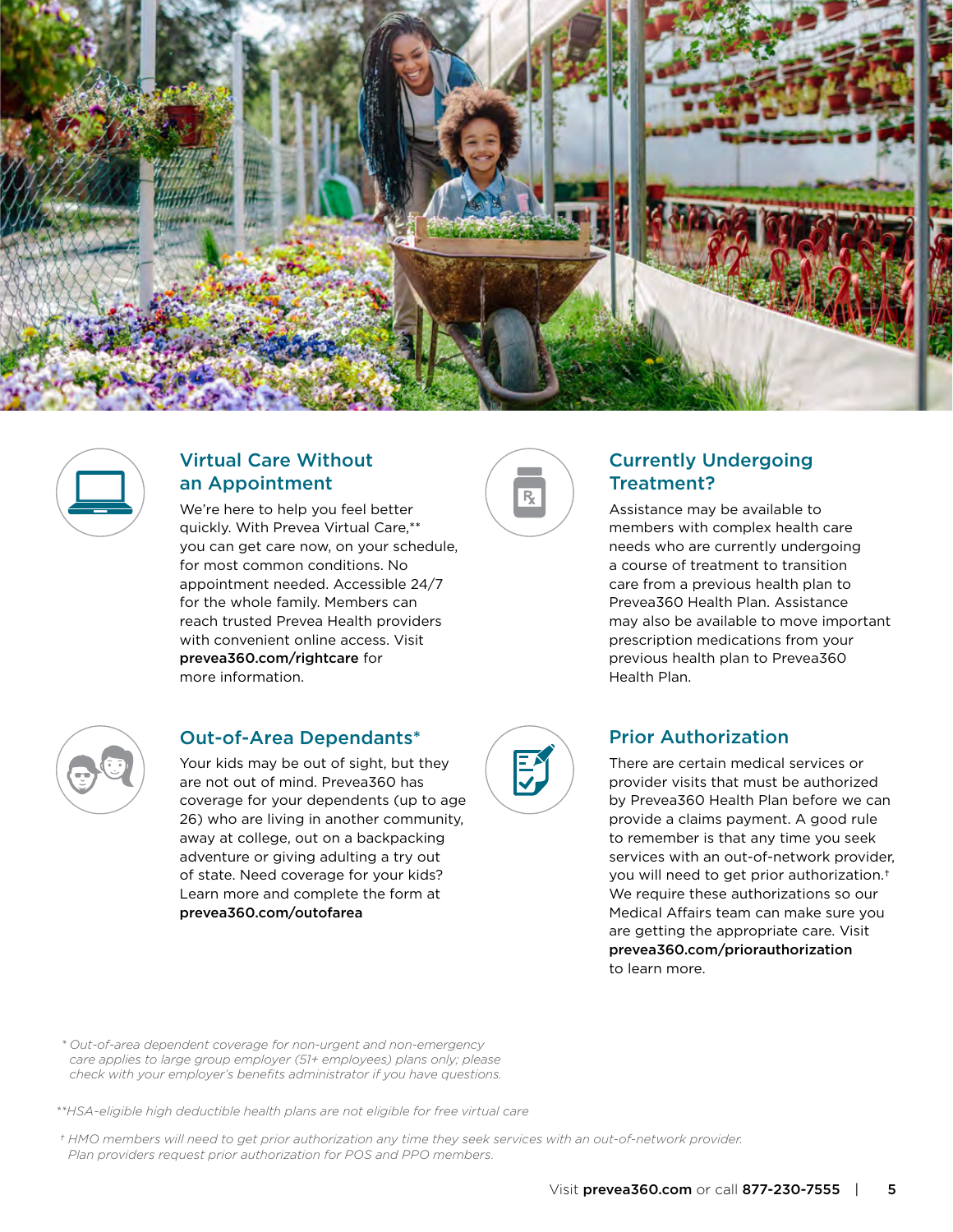## Virtual Care Without an Appointment

We're here to help you feel better quickly. With Prevea Virtual Care,** you can get care now, on your schedule, for most common conditions. No appointment needed. Accessible 24/7 for the whole family. Members can reach trusted Prevea Health providers with convenient online access. Visit **prevea360.com/rightcare** for more information.

## Currently Undergoing Treatment?

Assistance may be available to members with complex health care needs who are currently undergoing a course of treatment to transition care from a previous health plan to Prevea360 Health Plan. Assistance may also be available to move important prescription medications from your previous health plan to Prevea360 Health Plan.

## Out-of-Area Dependants*

Your kids may be out of sight, but they are not out of mind. Prevea360 has coverage for your dependents (up to age 26) who are living in another community, away at college, out on a backpacking adventure or giving adulting a try out of state. Need coverage for your kids? Learn more and complete the form at **prevea360.com/outofarea**

## Prior Authorization

There are certain medical services or provider visits that must be authorized by Prevea360 Health Plan before we can provide a claims payment. A good rule to remember is that any time you seek services with an out-of-network provider, you will need to get prior authorization.† We require these authorizations so our Medical Affairs team can make sure you are getting the appropriate care. Visit **prevea360.com/priorauthorization** to learn more.

*\* Out-of-area dependent coverage for non-urgent and non-emergency care applies to large group employer (51+ employees) plans only; please check with your employer's benefits administrator if you have questions.*

*\*\*HSA-eligible high deductible health plans are not eligible for free virtual care*

*† HMO members will need to get prior authorization any time they seek services with an out-of-network provider. Plan providers request prior authorization for POS and PPO members.*

Visit **prevea360.com** or call **877-230-7555**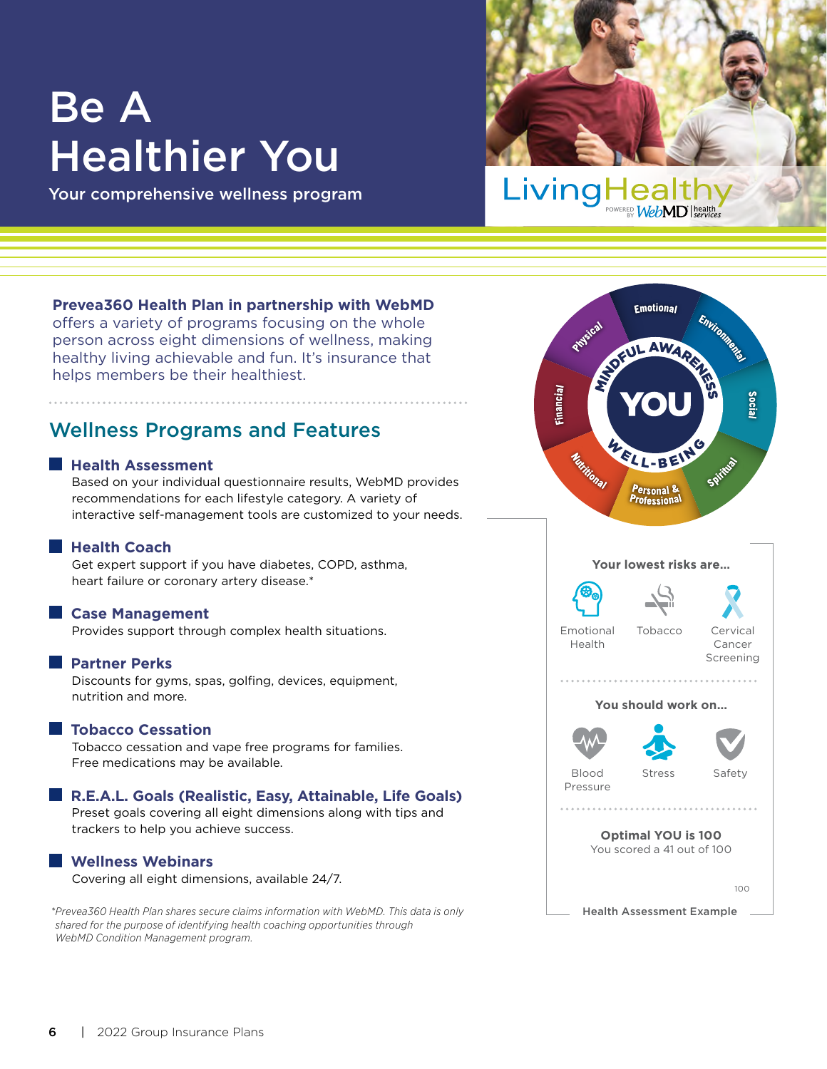# Be A Healthier You

Your comprehensive wellness program

LivingHealthy POWERED BY WebMD health services

**Prevea360 Health Plan in partnership with WebMD** offers a variety of programs focusing on the whole person across eight dimensions of wellness, making healthy living achievable and fun. It's insurance that helps members be their healthiest.

## Wellness Programs and Features

### Health Assessment

Based on your individual questionnaire results, WebMD provides recommendations for each lifestyle category. A variety of interactive self-management tools are customized to your needs.

### Health Coach

Get expert support if you have diabetes, COPD, asthma, heart failure or coronary artery disease.*

### Case Management

Provides support through complex health situations.

### Partner Perks

Discounts for gyms, spas, golfing, devices, equipment, nutrition and more.

### Tobacco Cessation

Tobacco cessation and vape free programs for families. Free medications may be available.

### R.E.A.L. Goals (Realistic, Easy, Attainable, Life Goals)

Preset goals covering all eight dimensions along with tips and trackers to help you achieve success.

### Wellness Webinars

Covering all eight dimensions, available 24/7.

*Prevea360 Health Plan shares secure claims information with WebMD. This data is only shared for the purpose of identifying health coaching opportunities through WebMD Condition Management program.*

Emotional · Environmental · Social · Spiritual · Personal & Professional · Nutritional · Financial · Physical

MINDFUL AWARENESS · YOU · WELL-BEING

**Your lowest risks are...**

Emotional Health · Tobacco · Cervical Cancer Screening

**You should work on...**

Blood Pressure · Stress · Safety

**Optimal YOU is 100**

You scored a 41 out of 100

100

**Health Assessment Example**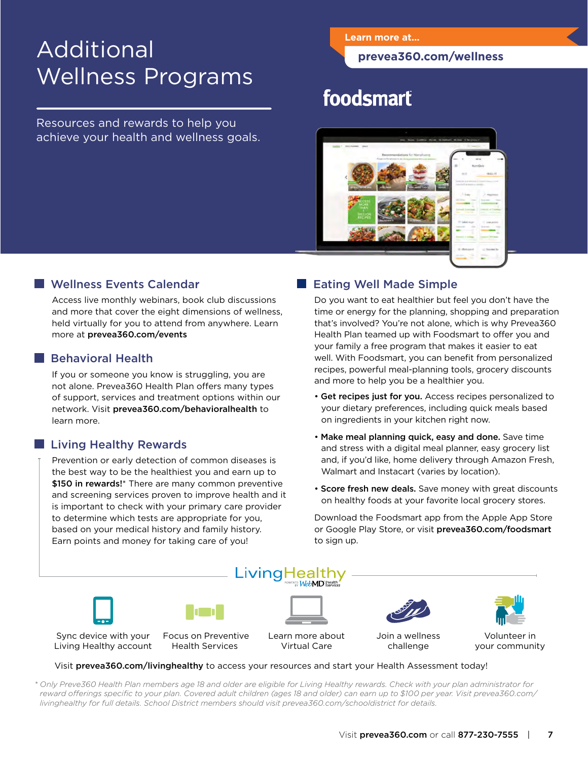# Additional Wellness Programs

Resources and rewards to help you achieve your health and wellness goals.

**Learn more at...**

**prevea360.com/wellness**

foodsmart

## Wellness Events Calendar

Access live monthly webinars, book club discussions and more that cover the eight dimensions of wellness, held virtually for you to attend from anywhere. Learn more at **prevea360.com/events**

## Behavioral Health

If you or someone you know is struggling, you are not alone. Prevea360 Health Plan offers many types of support, services and treatment options within our network. Visit **prevea360.com/behavioralhealth** to learn more.

## Living Healthy Rewards

Prevention or early detection of common diseases is the best way to be the healthiest you and earn up to **$150 in rewards!*** There are many common preventive and screening services proven to improve health and it is important to check with your primary care provider to determine which tests are appropriate for you, based on your medical history and family history. Earn points and money for taking care of you!

## Eating Well Made Simple

Do you want to eat healthier but feel you don't have the time or energy for the planning, shopping and preparation that's involved? You're not alone, which is why Prevea360 Health Plan teamed up with Foodsmart to offer you and your family a free program that makes it easier to eat well. With Foodsmart, you can benefit from personalized recipes, powerful meal-planning tools, grocery discounts and more to help you be a healthier you.

- **Get recipes just for you.** Access recipes personalized to your dietary preferences, including quick meals based on ingredients in your kitchen right now.
- **Make meal planning quick, easy and done.** Save time and stress with a digital meal planner, easy grocery list and, if you'd like, home delivery through Amazon Fresh, Walmart and Instacart (varies by location).
- **Score fresh new deals.** Save money with great discounts on healthy foods at your favorite local grocery stores.

Download the Foodsmart app from the Apple App Store or Google Play Store, or visit **prevea360.com/foodsmart** to sign up.

LivingHealthy powered by WebMD health services

- Sync device with your Living Healthy account
- Focus on Preventive Health Services
- Learn more about Virtual Care
- Join a wellness challenge
- Volunteer in your community

Visit **prevea360.com/livinghealthy** to access your resources and start your Health Assessment today!

*\* Only Preve360 Health Plan members age 18 and older are eligible for Living Healthy rewards. Check with your plan administrator for reward offerings specific to your plan. Covered adult children (ages 18 and older) can earn up to $100 per year. Visit prevea360.com/livinghealthy for full details. School District members should visit prevea360.com/schooldistrict for details.*

Visit **prevea360.com** or call **877-230-7555**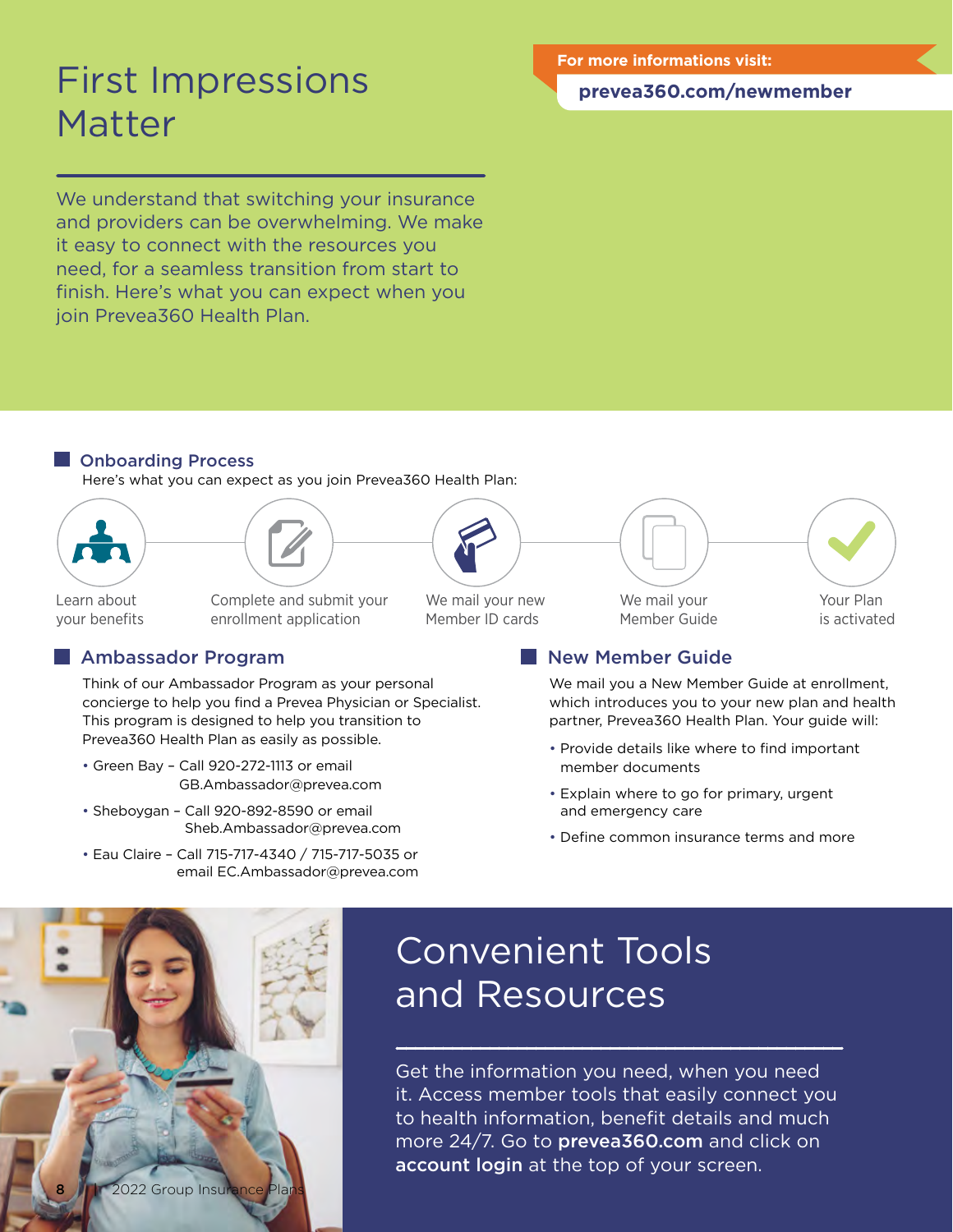# First Impressions Matter

**For more informations visit:**

**prevea360.com/newmember**

We understand that switching your insurance and providers can be overwhelming. We make it easy to connect with the resources you need, for a seamless transition from start to finish. Here's what you can expect when you join Prevea360 Health Plan.

## Onboarding Process

Here's what you can expect as you join Prevea360 Health Plan:

1. Learn about your benefits
2. Complete and submit your enrollment application
3. We mail your new Member ID cards
4. We mail your Member Guide
5. Your Plan is activated

## Ambassador Program

Think of our Ambassador Program as your personal concierge to help you find a Prevea Physician or Specialist. This program is designed to help you transition to Prevea360 Health Plan as easily as possible.

- Green Bay – Call 920-272-1113 or email GB.Ambassador@prevea.com
- Sheboygan – Call 920-892-8590 or email Sheb.Ambassador@prevea.com
- Eau Claire – Call 715-717-4340 / 715-717-5035 or email EC.Ambassador@prevea.com

## New Member Guide

We mail you a New Member Guide at enrollment, which introduces you to your new plan and health partner, Prevea360 Health Plan. Your guide will:

- Provide details like where to find important member documents
- Explain where to go for primary, urgent and emergency care
- Define common insurance terms and more

# Convenient Tools and Resources

Get the information you need, when you need it. Access member tools that easily connect you to health information, benefit details and much more 24/7. Go to **prevea360.com** and click on **account login** at the top of your screen.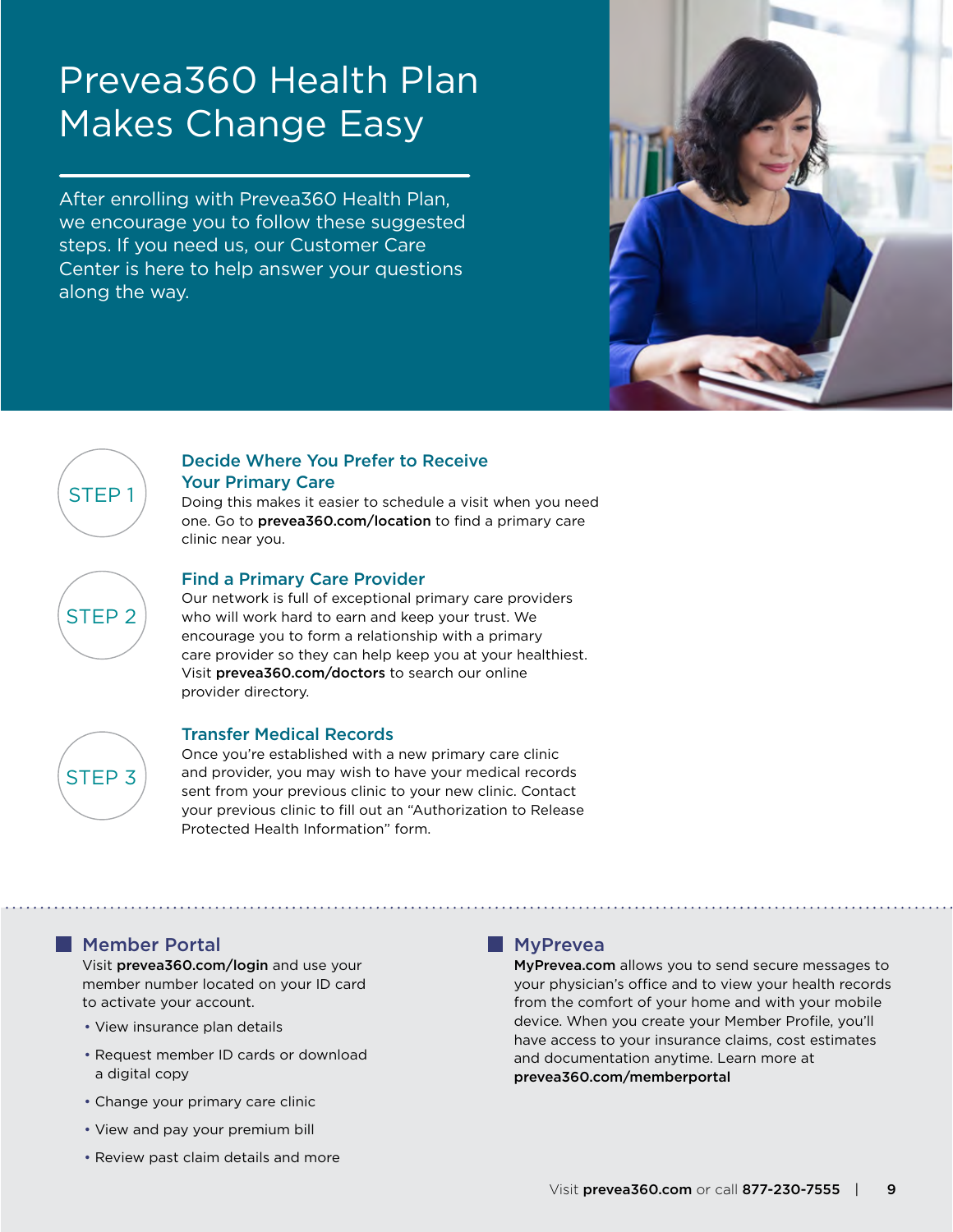# Prevea360 Health Plan Makes Change Easy

After enrolling with Prevea360 Health Plan, we encourage you to follow these suggested steps. If you need us, our Customer Care Center is here to help answer your questions along the way.

## STEP 1

### Decide Where You Prefer to Receive Your Primary Care

Doing this makes it easier to schedule a visit when you need one. Go to **prevea360.com/location** to find a primary care clinic near you.

## STEP 2

### Find a Primary Care Provider

Our network is full of exceptional primary care providers who will work hard to earn and keep your trust. We encourage you to form a relationship with a primary care provider so they can help keep you at your healthiest. Visit **prevea360.com/doctors** to search our online provider directory.

## STEP 3

### Transfer Medical Records

Once you're established with a new primary care clinic and provider, you may wish to have your medical records sent from your previous clinic to your new clinic. Contact your previous clinic to fill out an "Authorization to Release Protected Health Information" form.

---

### Member Portal

Visit **prevea360.com/login** and use your member number located on your ID card to activate your account.

- View insurance plan details
- Request member ID cards or download a digital copy
- Change your primary care clinic
- View and pay your premium bill
- Review past claim details and more

### MyPrevea

**MyPrevea.com** allows you to send secure messages to your physician's office and to view your health records from the comfort of your home and with your mobile device. When you create your Member Profile, you'll have access to your insurance claims, cost estimates and documentation anytime. Learn more at **prevea360.com/memberportal**

Visit **prevea360.com** or call **877-230-7555**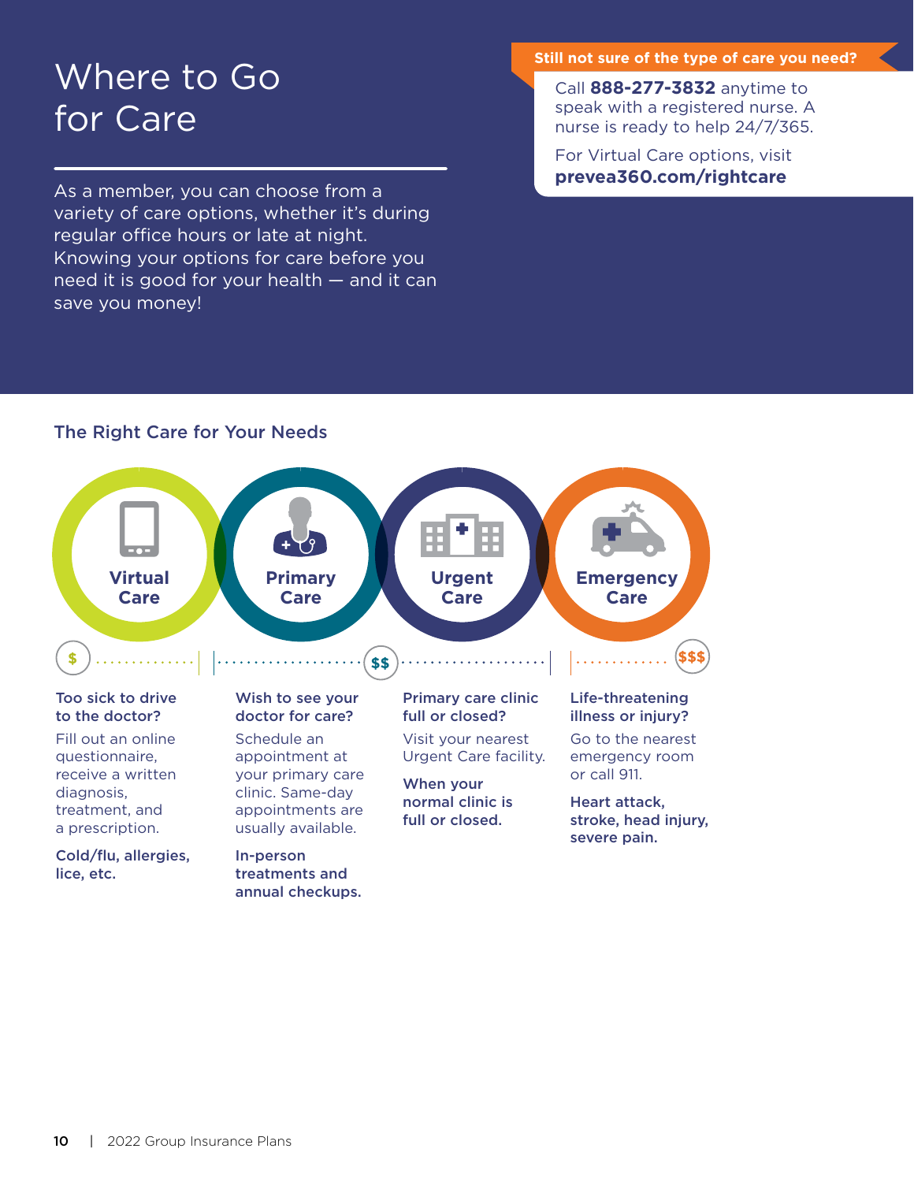# Where to Go for Care

As a member, you can choose from a variety of care options, whether it's during regular office hours or late at night. Knowing your options for care before you need it is good for your health — and it can save you money!

**Still not sure of the type of care you need?**

Call **888-277-3832** anytime to speak with a registered nurse. A nurse is ready to help 24/7/365.

For Virtual Care options, visit **prevea360.com/rightcare**

## The Right Care for Your Needs

### Virtual Care

$

**Too sick to drive to the doctor?**

Fill out an online questionnaire, receive a written diagnosis, treatment, and a prescription.

**Cold/flu, allergies, lice, etc.**

### Primary Care

$$

**Wish to see your doctor for care?**

Schedule an appointment at your primary care clinic. Same-day appointments are usually available.

**In-person treatments and annual checkups.**

### Urgent Care

$$

**Primary care clinic full or closed?**

Visit your nearest Urgent Care facility.

**When your normal clinic is full or closed.**

### Emergency Care

$$$

**Life-threatening illness or injury?**

Go to the nearest emergency room or call 911.

**Heart attack, stroke, head injury, severe pain.**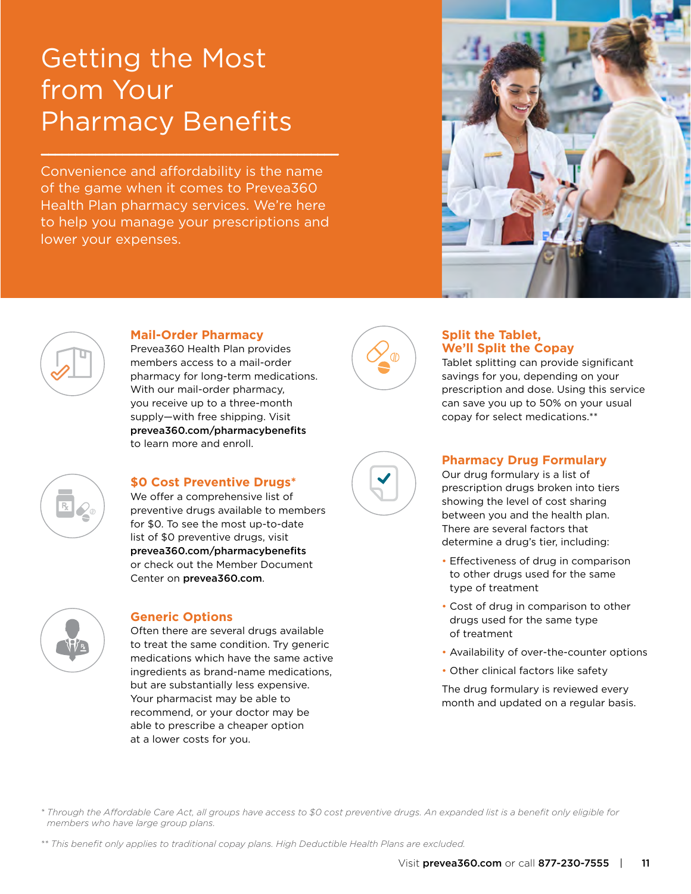# Getting the Most from Your Pharmacy Benefits

Convenience and affordability is the name of the game when it comes to Prevea360 Health Plan pharmacy services. We're here to help you manage your prescriptions and lower your expenses.

### Mail-Order Pharmacy

Prevea360 Health Plan provides members access to a mail-order pharmacy for long-term medications. With our mail-order pharmacy, you receive up to a three-month supply—with free shipping. Visit **prevea360.com/pharmacybenefits** to learn more and enroll.

### $0 Cost Preventive Drugs*

We offer a comprehensive list of preventive drugs available to members for $0. To see the most up-to-date list of $0 preventive drugs, visit **prevea360.com/pharmacybenefits** or check out the Member Document Center on **prevea360.com**.

### Generic Options

Often there are several drugs available to treat the same condition. Try generic medications which have the same active ingredients as brand-name medications, but are substantially less expensive. Your pharmacist may be able to recommend, or your doctor may be able to prescribe a cheaper option at a lower costs for you.

### Split the Tablet, We'll Split the Copay

Tablet splitting can provide significant savings for you, depending on your prescription and dose. Using this service can save you up to 50% on your usual copay for select medications.**

### Pharmacy Drug Formulary

Our drug formulary is a list of prescription drugs broken into tiers showing the level of cost sharing between you and the health plan. There are several factors that determine a drug's tier, including:

- Effectiveness of drug in comparison to other drugs used for the same type of treatment
- Cost of drug in comparison to other drugs used for the same type of treatment
- Availability of over-the-counter options
- Other clinical factors like safety

The drug formulary is reviewed every month and updated on a regular basis.

*\* Through the Affordable Care Act, all groups have access to $0 cost preventive drugs. An expanded list is a benefit only eligible for members who have large group plans.*

*\*\* This benefit only applies to traditional copay plans. High Deductible Health Plans are excluded.*

Visit **prevea360.com** or call **877-230-7555**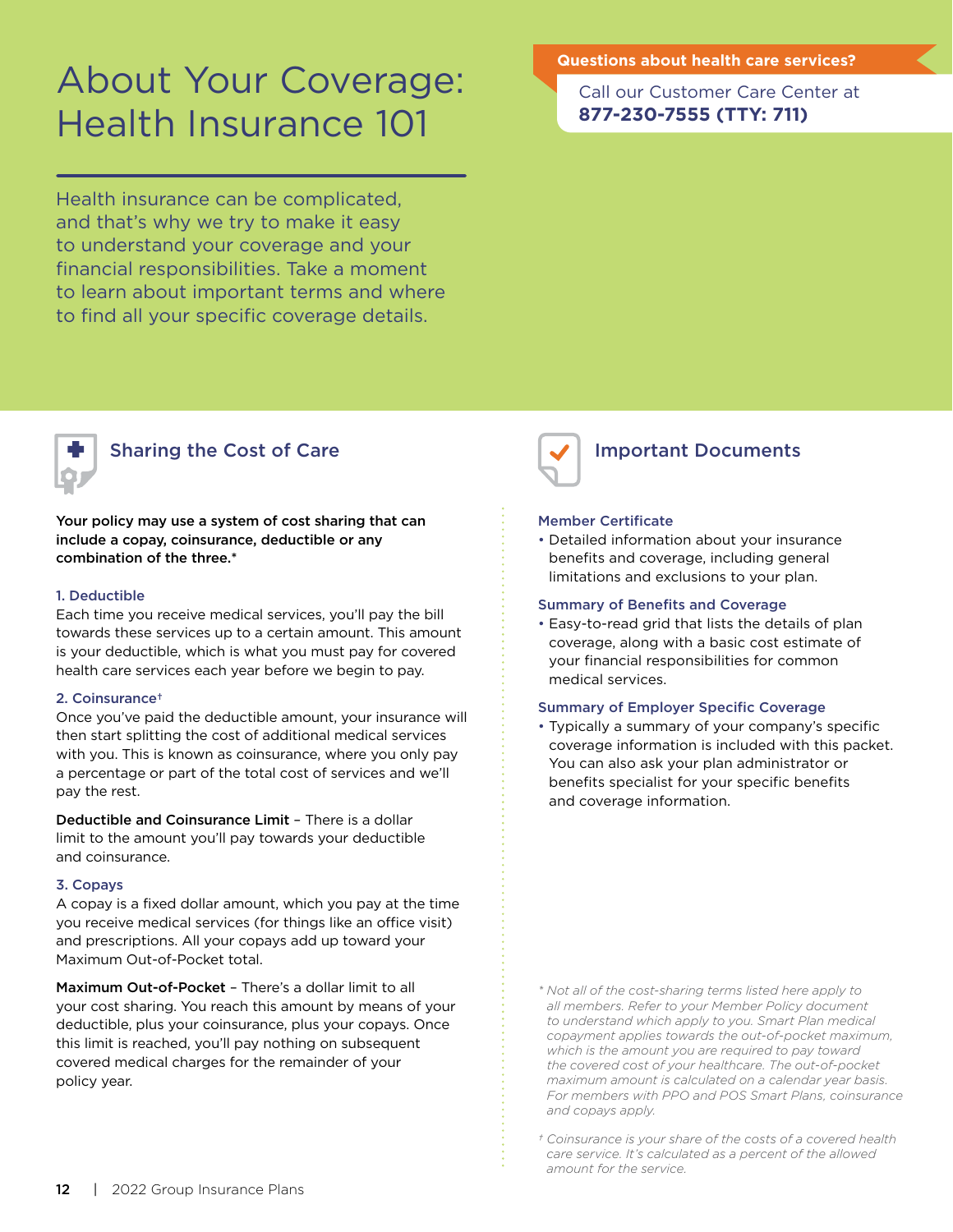# About Your Coverage: Health Insurance 101

**Questions about health care services?**

Call our Customer Care Center at
**877-230-7555 (TTY: 711)**

Health insurance can be complicated, and that's why we try to make it easy to understand your coverage and your financial responsibilities. Take a moment to learn about important terms and where to find all your specific coverage details.

## Sharing the Cost of Care

**Your policy may use a system of cost sharing that can include a copay, coinsurance, deductible or any combination of the three.***

### 1. Deductible

Each time you receive medical services, you'll pay the bill towards these services up to a certain amount. This amount is your deductible, which is what you must pay for covered health care services each year before we begin to pay.

### 2. Coinsurance†

Once you've paid the deductible amount, your insurance will then start splitting the cost of additional medical services with you. This is known as coinsurance, where you only pay a percentage or part of the total cost of services and we'll pay the rest.

**Deductible and Coinsurance Limit** – There is a dollar limit to the amount you'll pay towards your deductible and coinsurance.

### 3. Copays

A copay is a fixed dollar amount, which you pay at the time you receive medical services (for things like an office visit) and prescriptions. All your copays add up toward your Maximum Out-of-Pocket total.

**Maximum Out-of-Pocket** – There's a dollar limit to all your cost sharing. You reach this amount by means of your deductible, plus your coinsurance, plus your copays. Once this limit is reached, you'll pay nothing on subsequent covered medical charges for the remainder of your policy year.

## Important Documents

### Member Certificate

- Detailed information about your insurance benefits and coverage, including general limitations and exclusions to your plan.

### Summary of Benefits and Coverage

- Easy-to-read grid that lists the details of plan coverage, along with a basic cost estimate of your financial responsibilities for common medical services.

### Summary of Employer Specific Coverage

- Typically a summary of your company's specific coverage information is included with this packet. You can also ask your plan administrator or benefits specialist for your specific benefits and coverage information.

*\* Not all of the cost-sharing terms listed here apply to all members. Refer to your Member Policy document to understand which apply to you. Smart Plan medical copayment applies towards the out-of-pocket maximum, which is the amount you are required to pay toward the covered cost of your healthcare. The out-of-pocket maximum amount is calculated on a calendar year basis. For members with PPO and POS Smart Plans, coinsurance and copays apply.*

*† Coinsurance is your share of the costs of a covered health care service. It's calculated as a percent of the allowed amount for the service.*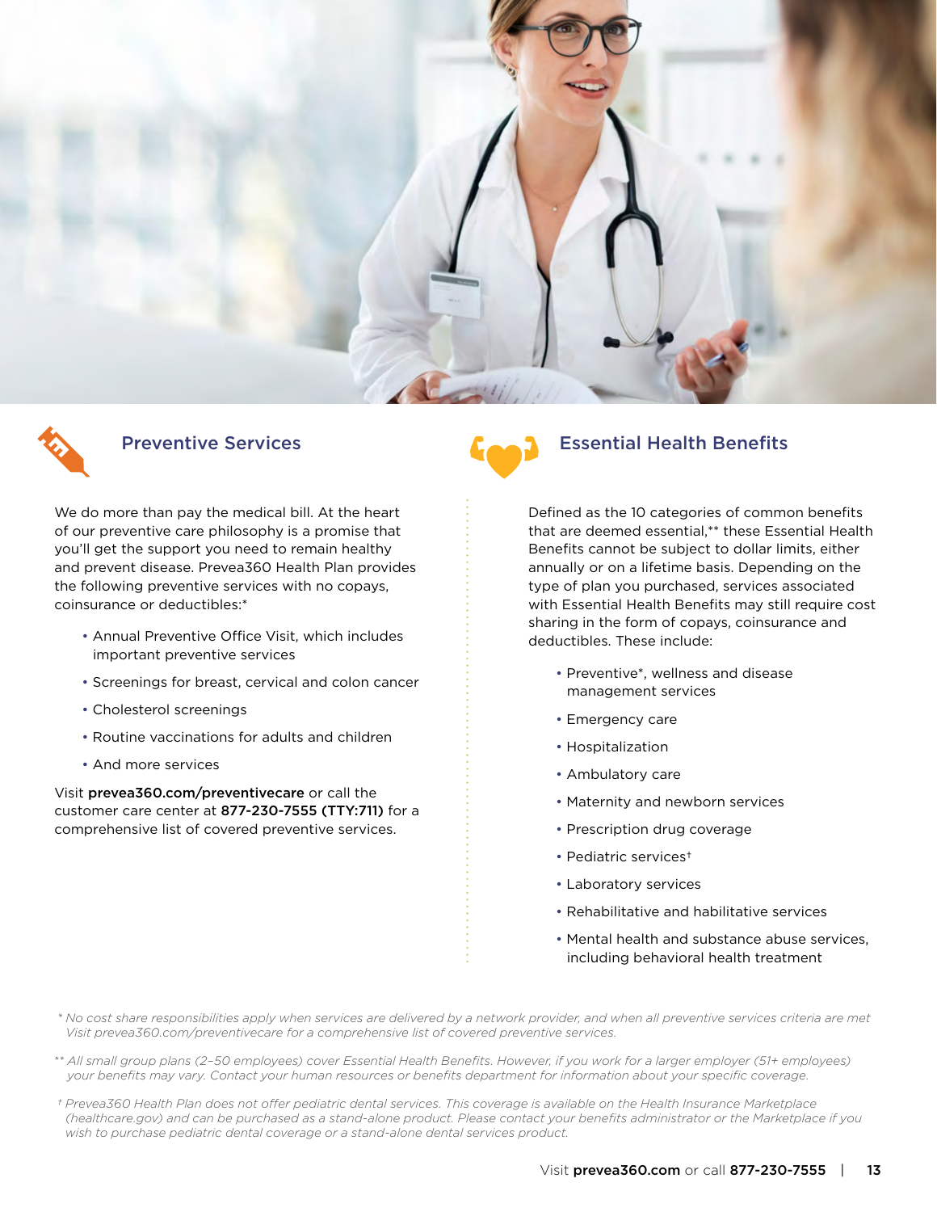## Preventive Services

We do more than pay the medical bill. At the heart of our preventive care philosophy is a promise that you'll get the support you need to remain healthy and prevent disease. Prevea360 Health Plan provides the following preventive services with no copays, coinsurance or deductibles:*

- Annual Preventive Office Visit, which includes important preventive services
- Screenings for breast, cervical and colon cancer
- Cholesterol screenings
- Routine vaccinations for adults and children
- And more services

Visit **prevea360.com/preventivecare** or call the customer care center at **877-230-7555 (TTY:711)** for a comprehensive list of covered preventive services.

## Essential Health Benefits

Defined as the 10 categories of common benefits that are deemed essential,** these Essential Health Benefits cannot be subject to dollar limits, either annually or on a lifetime basis. Depending on the type of plan you purchased, services associated with Essential Health Benefits may still require cost sharing in the form of copays, coinsurance and deductibles. These include:

- Preventive*, wellness and disease management services
- Emergency care
- Hospitalization
- Ambulatory care
- Maternity and newborn services
- Prescription drug coverage
- Pediatric services†
- Laboratory services
- Rehabilitative and habilitative services
- Mental health and substance abuse services, including behavioral health treatment

*\* No cost share responsibilities apply when services are delivered by a network provider, and when all preventive services criteria are met Visit prevea360.com/preventivecare for a comprehensive list of covered preventive services.*

*\*\* All small group plans (2–50 employees) cover Essential Health Benefits. However, if you work for a larger employer (51+ employees) your benefits may vary. Contact your human resources or benefits department for information about your specific coverage.*

*† Prevea360 Health Plan does not offer pediatric dental services. This coverage is available on the Health Insurance Marketplace (healthcare.gov) and can be purchased as a stand-alone product. Please contact your benefits administrator or the Marketplace if you wish to purchase pediatric dental coverage or a stand-alone dental services product.*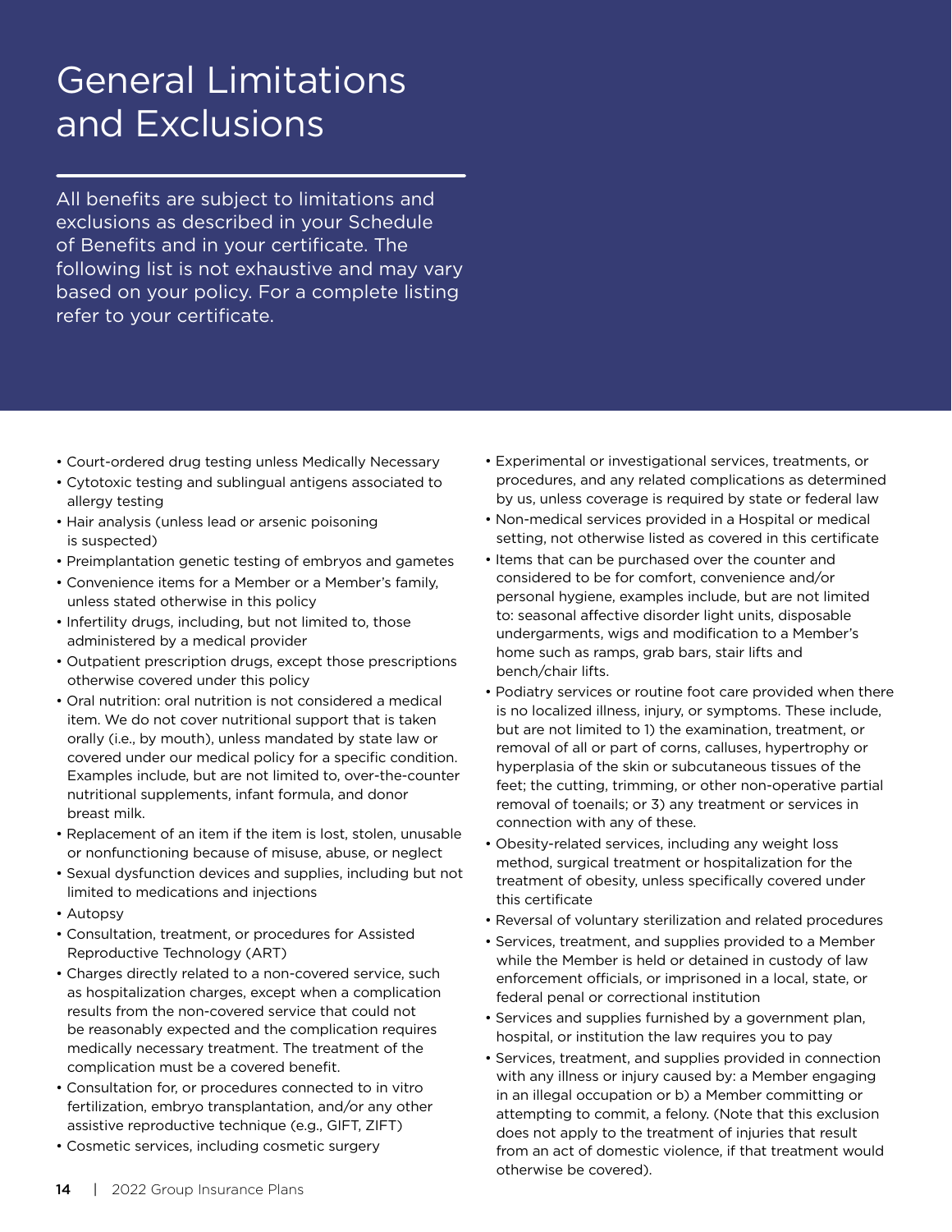# General Limitations and Exclusions

All benefits are subject to limitations and exclusions as described in your Schedule of Benefits and in your certificate. The following list is not exhaustive and may vary based on your policy. For a complete listing refer to your certificate.

- Court-ordered drug testing unless Medically Necessary
- Cytotoxic testing and sublingual antigens associated to allergy testing
- Hair analysis (unless lead or arsenic poisoning is suspected)
- Preimplantation genetic testing of embryos and gametes
- Convenience items for a Member or a Member's family, unless stated otherwise in this policy
- Infertility drugs, including, but not limited to, those administered by a medical provider
- Outpatient prescription drugs, except those prescriptions otherwise covered under this policy
- Oral nutrition: oral nutrition is not considered a medical item. We do not cover nutritional support that is taken orally (i.e., by mouth), unless mandated by state law or covered under our medical policy for a specific condition. Examples include, but are not limited to, over-the-counter nutritional supplements, infant formula, and donor breast milk.
- Replacement of an item if the item is lost, stolen, unusable or nonfunctioning because of misuse, abuse, or neglect
- Sexual dysfunction devices and supplies, including but not limited to medications and injections
- Autopsy
- Consultation, treatment, or procedures for Assisted Reproductive Technology (ART)
- Charges directly related to a non-covered service, such as hospitalization charges, except when a complication results from the non-covered service that could not be reasonably expected and the complication requires medically necessary treatment. The treatment of the complication must be a covered benefit.
- Consultation for, or procedures connected to in vitro fertilization, embryo transplantation, and/or any other assistive reproductive technique (e.g., GIFT, ZIFT)
- Cosmetic services, including cosmetic surgery
- Experimental or investigational services, treatments, or procedures, and any related complications as determined by us, unless coverage is required by state or federal law
- Non-medical services provided in a Hospital or medical setting, not otherwise listed as covered in this certificate
- Items that can be purchased over the counter and considered to be for comfort, convenience and/or personal hygiene, examples include, but are not limited to: seasonal affective disorder light units, disposable undergarments, wigs and modification to a Member's home such as ramps, grab bars, stair lifts and bench/chair lifts.
- Podiatry services or routine foot care provided when there is no localized illness, injury, or symptoms. These include, but are not limited to 1) the examination, treatment, or removal of all or part of corns, calluses, hypertrophy or hyperplasia of the skin or subcutaneous tissues of the feet; the cutting, trimming, or other non-operative partial removal of toenails; or 3) any treatment or services in connection with any of these.
- Obesity-related services, including any weight loss method, surgical treatment or hospitalization for the treatment of obesity, unless specifically covered under this certificate
- Reversal of voluntary sterilization and related procedures
- Services, treatment, and supplies provided to a Member while the Member is held or detained in custody of law enforcement officials, or imprisoned in a local, state, or federal penal or correctional institution
- Services and supplies furnished by a government plan, hospital, or institution the law requires you to pay
- Services, treatment, and supplies provided in connection with any illness or injury caused by: a Member engaging in an illegal occupation or b) a Member committing or attempting to commit, a felony. (Note that this exclusion does not apply to the treatment of injuries that result from an act of domestic violence, if that treatment would otherwise be covered).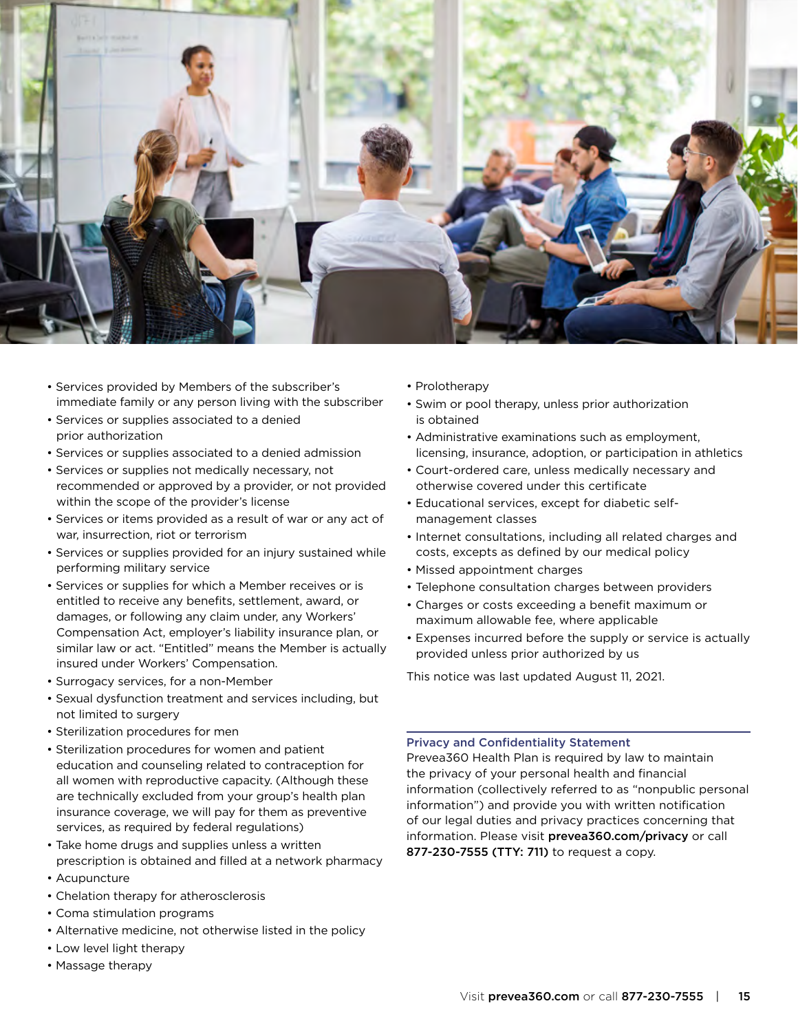- Services provided by Members of the subscriber's immediate family or any person living with the subscriber
- Services or supplies associated to a denied prior authorization
- Services or supplies associated to a denied admission
- Services or supplies not medically necessary, not recommended or approved by a provider, or not provided within the scope of the provider's license
- Services or items provided as a result of war or any act of war, insurrection, riot or terrorism
- Services or supplies provided for an injury sustained while performing military service
- Services or supplies for which a Member receives or is entitled to receive any benefits, settlement, award, or damages, or following any claim under, any Workers' Compensation Act, employer's liability insurance plan, or similar law or act. "Entitled" means the Member is actually insured under Workers' Compensation.
- Surrogacy services, for a non-Member
- Sexual dysfunction treatment and services including, but not limited to surgery
- Sterilization procedures for men
- Sterilization procedures for women and patient education and counseling related to contraception for all women with reproductive capacity. (Although these are technically excluded from your group's health plan insurance coverage, we will pay for them as preventive services, as required by federal regulations)
- Take home drugs and supplies unless a written prescription is obtained and filled at a network pharmacy
- Acupuncture
- Chelation therapy for atherosclerosis
- Coma stimulation programs
- Alternative medicine, not otherwise listed in the policy
- Low level light therapy
- Massage therapy
- Prolotherapy
- Swim or pool therapy, unless prior authorization is obtained
- Administrative examinations such as employment, licensing, insurance, adoption, or participation in athletics
- Court-ordered care, unless medically necessary and otherwise covered under this certificate
- Educational services, except for diabetic self-management classes
- Internet consultations, including all related charges and costs, excepts as defined by our medical policy
- Missed appointment charges
- Telephone consultation charges between providers
- Charges or costs exceeding a benefit maximum or maximum allowable fee, where applicable
- Expenses incurred before the supply or service is actually provided unless prior authorized by us

This notice was last updated August 11, 2021.

### Privacy and Confidentiality Statement

Prevea360 Health Plan is required by law to maintain the privacy of your personal health and financial information (collectively referred to as "nonpublic personal information") and provide you with written notification of our legal duties and privacy practices concerning that information. Please visit **prevea360.com/privacy** or call **877-230-7555 (TTY: 711)** to request a copy.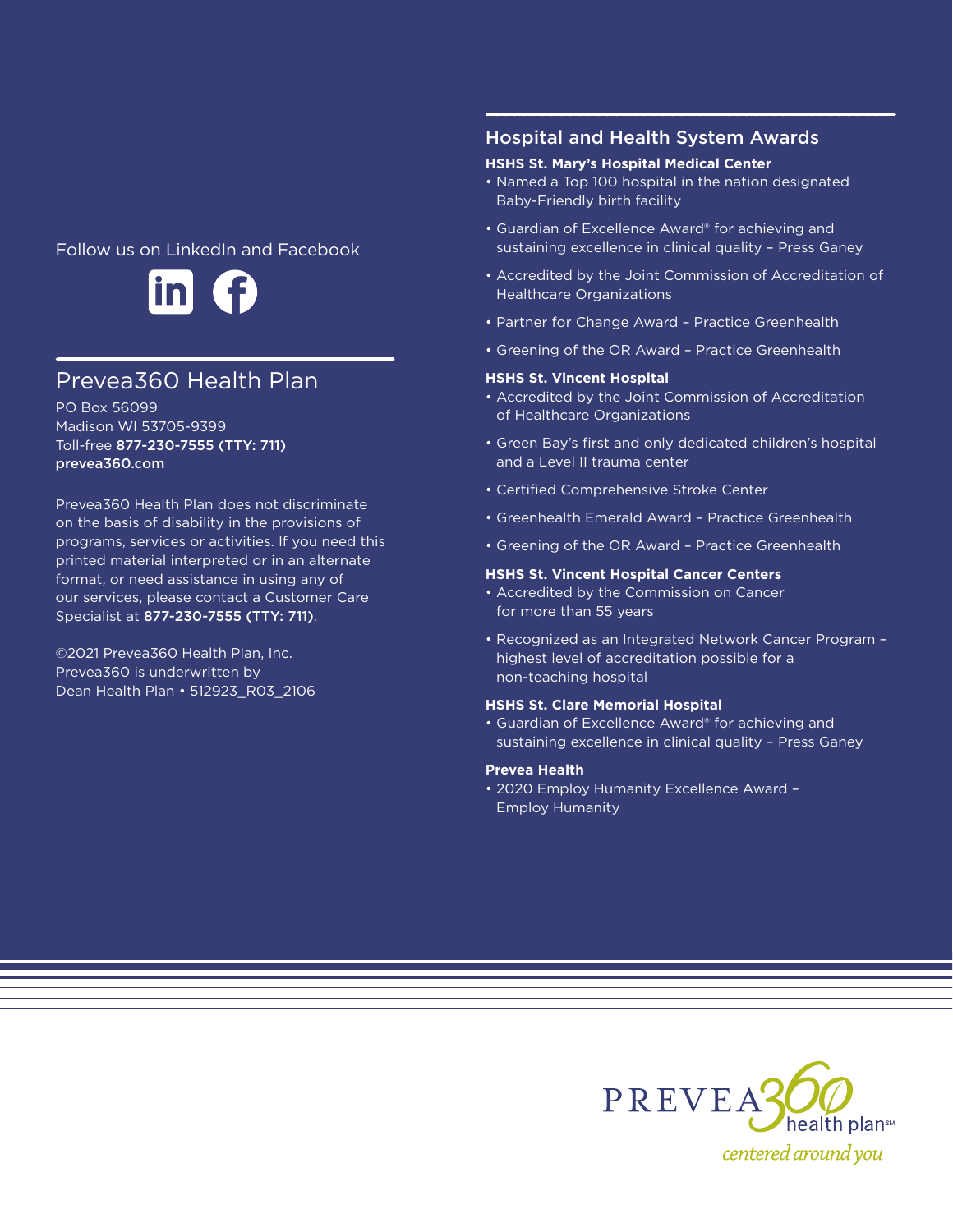Follow us on LinkedIn and Facebook

## Prevea360 Health Plan

PO Box 56099
Madison WI 53705-9399
Toll-free **877-230-7555 (TTY: 711)**
**prevea360.com**

Prevea360 Health Plan does not discriminate on the basis of disability in the provisions of programs, services or activities. If you need this printed material interpreted or in an alternate format, or need assistance in using any of our services, please contact a Customer Care Specialist at **877-230-7555 (TTY: 711)**.

©2021 Prevea360 Health Plan, Inc.
Prevea360 is underwritten by
Dean Health Plan • 512923_R03_2106

## Hospital and Health System Awards

**HSHS St. Mary's Hospital Medical Center**

- Named a Top 100 hospital in the nation designated Baby-Friendly birth facility
- Guardian of Excellence Award® for achieving and sustaining excellence in clinical quality – Press Ganey
- Accredited by the Joint Commission of Accreditation of Healthcare Organizations
- Partner for Change Award – Practice Greenhealth
- Greening of the OR Award – Practice Greenhealth

**HSHS St. Vincent Hospital**

- Accredited by the Joint Commission of Accreditation of Healthcare Organizations
- Green Bay's first and only dedicated children's hospital and a Level II trauma center
- Certified Comprehensive Stroke Center
- Greenhealth Emerald Award – Practice Greenhealth
- Greening of the OR Award – Practice Greenhealth

**HSHS St. Vincent Hospital Cancer Centers**

- Accredited by the Commission on Cancer for more than 55 years
- Recognized as an Integrated Network Cancer Program – highest level of accreditation possible for a non-teaching hospital

**HSHS St. Clare Memorial Hospital**

- Guardian of Excellence Award® for achieving and sustaining excellence in clinical quality – Press Ganey

**Prevea Health**

- 2020 Employ Humanity Excellence Award – Employ Humanity

PREVEA360 health plan℠
*centered around you*